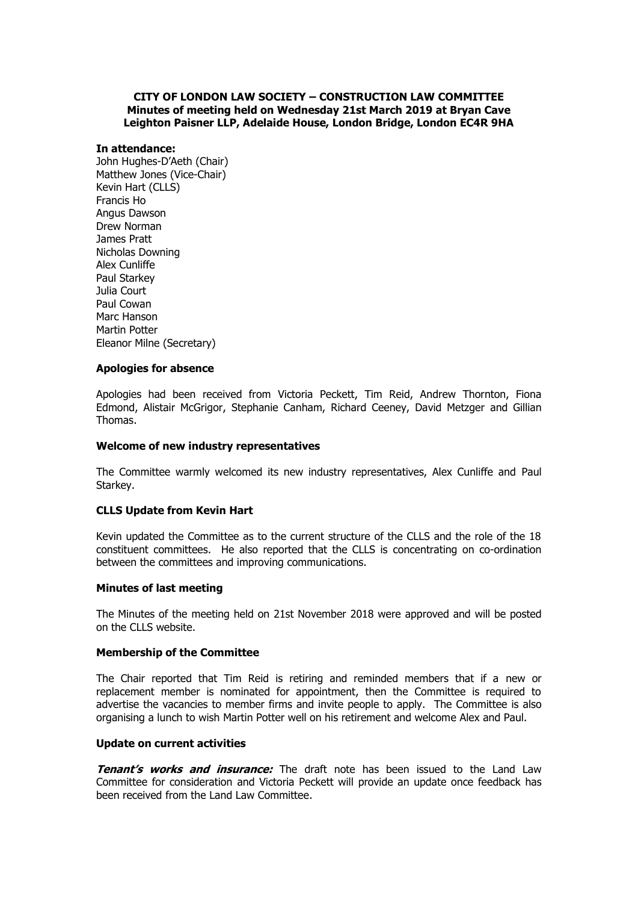**CITY OF LONDON LAW SOCIETY – CONSTRUCTION LAW COMMITTEE**
**Minutes of meeting held on Wednesday 21st March 2019 at Bryan Cave Leighton Paisner LLP, Adelaide House, London Bridge, London EC4R 9HA**

**In attendance:**
John Hughes-D'Aeth (Chair)
Matthew Jones (Vice-Chair)
Kevin Hart (CLLS)
Francis Ho
Angus Dawson
Drew Norman
James Pratt
Nicholas Downing
Alex Cunliffe
Paul Starkey
Julia Court
Paul Cowan
Marc Hanson
Martin Potter
Eleanor Milne (Secretary)

**Apologies for absence**

Apologies had been received from Victoria Peckett, Tim Reid, Andrew Thornton, Fiona Edmond, Alistair McGrigor, Stephanie Canham, Richard Ceeney, David Metzger and Gillian Thomas.

**Welcome of new industry representatives**

The Committee warmly welcomed its new industry representatives, Alex Cunliffe and Paul Starkey.

**CLLS Update from Kevin Hart**

Kevin updated the Committee as to the current structure of the CLLS and the role of the 18 constituent committees. He also reported that the CLLS is concentrating on co-ordination between the committees and improving communications.

**Minutes of last meeting**

The Minutes of the meeting held on 21st November 2018 were approved and will be posted on the CLLS website.

**Membership of the Committee**

The Chair reported that Tim Reid is retiring and reminded members that if a new or replacement member is nominated for appointment, then the Committee is required to advertise the vacancies to member firms and invite people to apply. The Committee is also organising a lunch to wish Martin Potter well on his retirement and welcome Alex and Paul.

**Update on current activities**

***Tenant's works and insurance:*** The draft note has been issued to the Land Law Committee for consideration and Victoria Peckett will provide an update once feedback has been received from the Land Law Committee.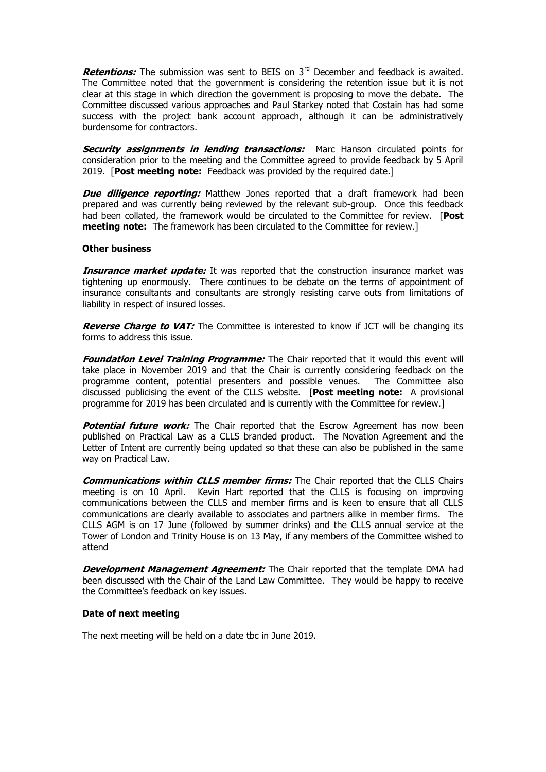***Retentions:*** The submission was sent to BEIS on 3rd December and feedback is awaited. The Committee noted that the government is considering the retention issue but it is not clear at this stage in which direction the government is proposing to move the debate. The Committee discussed various approaches and Paul Starkey noted that Costain has had some success with the project bank account approach, although it can be administratively burdensome for contractors.

***Security assignments in lending transactions:*** Marc Hanson circulated points for consideration prior to the meeting and the Committee agreed to provide feedback by 5 April 2019. [**Post meeting note:** Feedback was provided by the required date.]

***Due diligence reporting:*** Matthew Jones reported that a draft framework had been prepared and was currently being reviewed by the relevant sub-group. Once this feedback had been collated, the framework would be circulated to the Committee for review. [**Post meeting note:** The framework has been circulated to the Committee for review.]

**Other business**

***Insurance market update:*** It was reported that the construction insurance market was tightening up enormously. There continues to be debate on the terms of appointment of insurance consultants and consultants are strongly resisting carve outs from limitations of liability in respect of insured losses.

***Reverse Charge to VAT:*** The Committee is interested to know if JCT will be changing its forms to address this issue.

***Foundation Level Training Programme:*** The Chair reported that it would this event will take place in November 2019 and that the Chair is currently considering feedback on the programme content, potential presenters and possible venues. The Committee also discussed publicising the event of the CLLS website. [**Post meeting note:** A provisional programme for 2019 has been circulated and is currently with the Committee for review.]

***Potential future work:*** The Chair reported that the Escrow Agreement has now been published on Practical Law as a CLLS branded product. The Novation Agreement and the Letter of Intent are currently being updated so that these can also be published in the same way on Practical Law.

***Communications within CLLS member firms:*** The Chair reported that the CLLS Chairs meeting is on 10 April. Kevin Hart reported that the CLLS is focusing on improving communications between the CLLS and member firms and is keen to ensure that all CLLS communications are clearly available to associates and partners alike in member firms. The CLLS AGM is on 17 June (followed by summer drinks) and the CLLS annual service at the Tower of London and Trinity House is on 13 May, if any members of the Committee wished to attend

***Development Management Agreement:*** The Chair reported that the template DMA had been discussed with the Chair of the Land Law Committee. They would be happy to receive the Committee's feedback on key issues.

**Date of next meeting**

The next meeting will be held on a date tbc in June 2019.